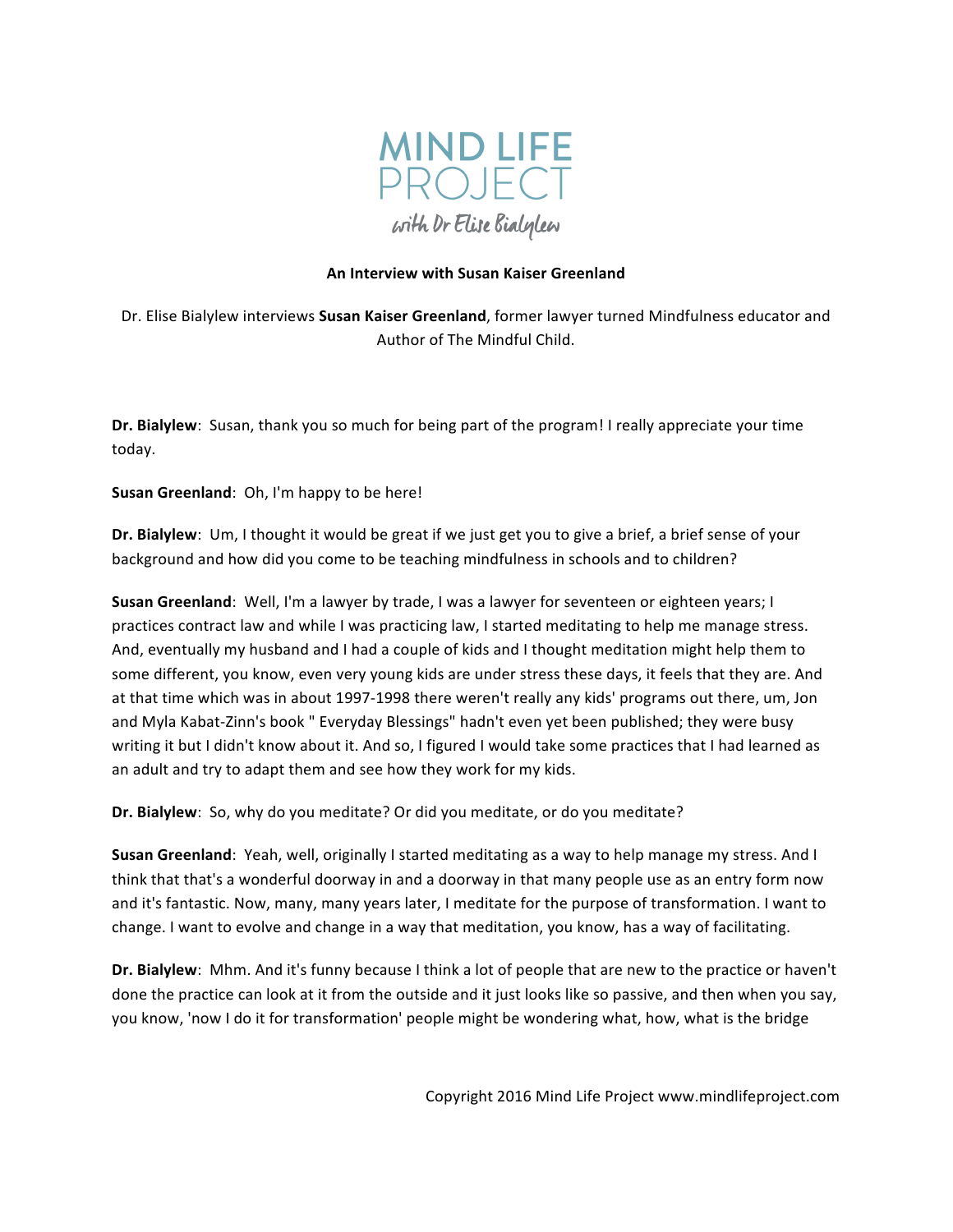# MIND LIFE PROJECT

with Dr Elise Bialylew

**An Interview with Susan Kaiser Greenland**

Dr. Elise Bialylew interviews **Susan Kaiser Greenland**, former lawyer turned Mindfulness educator and Author of The Mindful Child.

**Dr. Bialylew**: Susan, thank you so much for being part of the program! I really appreciate your time today.

**Susan Greenland**: Oh, I'm happy to be here!

**Dr. Bialylew**: Um, I thought it would be great if we just get you to give a brief, a brief sense of your background and how did you come to be teaching mindfulness in schools and to children?

**Susan Greenland**: Well, I'm a lawyer by trade, I was a lawyer for seventeen or eighteen years; I practices contract law and while I was practicing law, I started meditating to help me manage stress. And, eventually my husband and I had a couple of kids and I thought meditation might help them to some different, you know, even very young kids are under stress these days, it feels that they are. And at that time which was in about 1997-1998 there weren't really any kids' programs out there, um, Jon and Myla Kabat-Zinn's book " Everyday Blessings" hadn't even yet been published; they were busy writing it but I didn't know about it. And so, I figured I would take some practices that I had learned as an adult and try to adapt them and see how they work for my kids.

**Dr. Bialylew**: So, why do you meditate? Or did you meditate, or do you meditate?

**Susan Greenland**: Yeah, well, originally I started meditating as a way to help manage my stress. And I think that that's a wonderful doorway in and a doorway in that many people use as an entry form now and it's fantastic. Now, many, many years later, I meditate for the purpose of transformation. I want to change. I want to evolve and change in a way that meditation, you know, has a way of facilitating.

**Dr. Bialylew**: Mhm. And it's funny because I think a lot of people that are new to the practice or haven't done the practice can look at it from the outside and it just looks like so passive, and then when you say, you know, 'now I do it for transformation' people might be wondering what, how, what is the bridge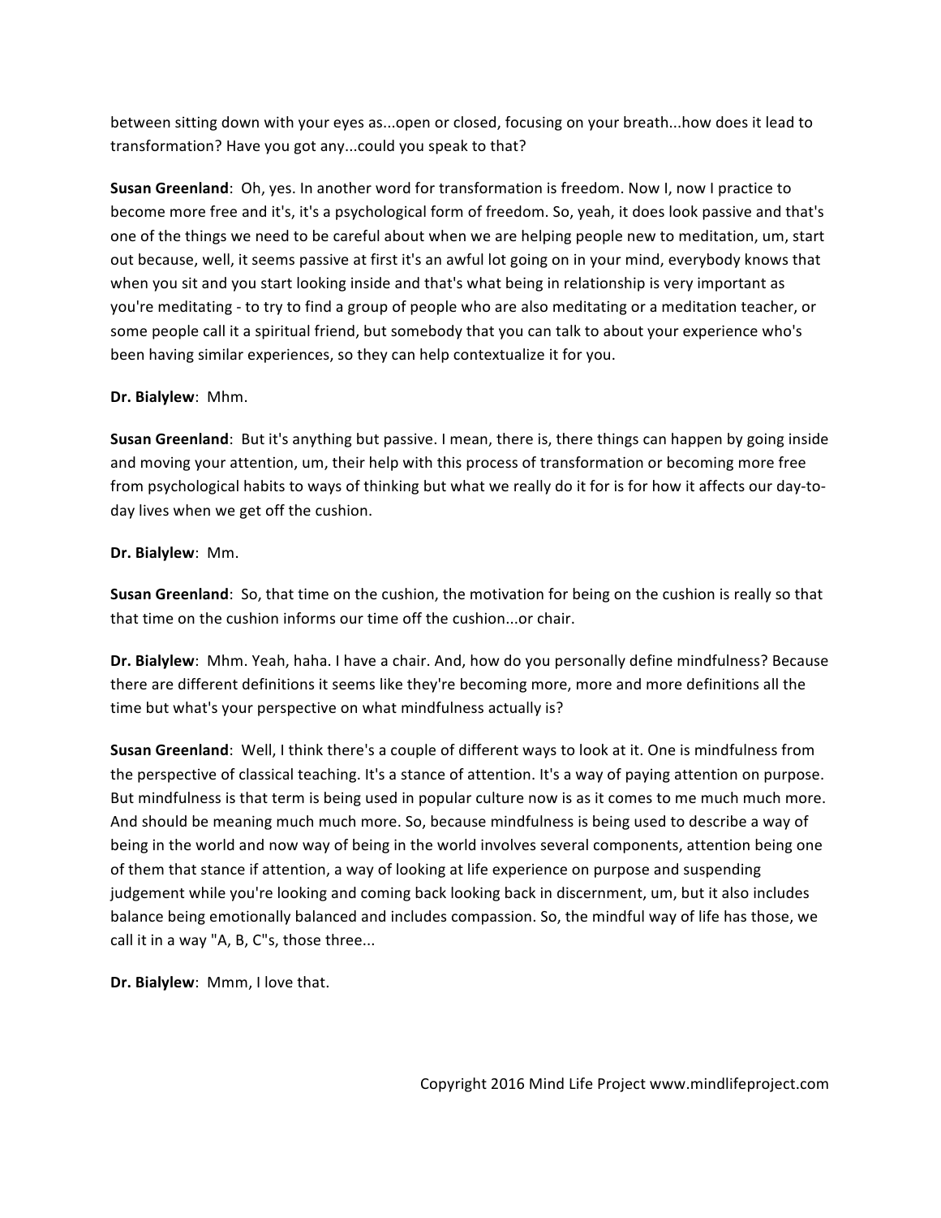between sitting down with your eyes as...open or closed, focusing on your breath...how does it lead to transformation? Have you got any...could you speak to that?

**Susan Greenland**: Oh, yes. In another word for transformation is freedom. Now I, now I practice to become more free and it's, it's a psychological form of freedom. So, yeah, it does look passive and that's one of the things we need to be careful about when we are helping people new to meditation, um, start out because, well, it seems passive at first it's an awful lot going on in your mind, everybody knows that when you sit and you start looking inside and that's what being in relationship is very important as you're meditating - to try to find a group of people who are also meditating or a meditation teacher, or some people call it a spiritual friend, but somebody that you can talk to about your experience who's been having similar experiences, so they can help contextualize it for you.

**Dr. Bialylew**: Mhm.

**Susan Greenland**: But it's anything but passive. I mean, there is, there things can happen by going inside and moving your attention, um, their help with this process of transformation or becoming more free from psychological habits to ways of thinking but what we really do it for is for how it affects our day-to-day lives when we get off the cushion.

**Dr. Bialylew**: Mm.

**Susan Greenland**: So, that time on the cushion, the motivation for being on the cushion is really so that that time on the cushion informs our time off the cushion...or chair.

**Dr. Bialylew**: Mhm. Yeah, haha. I have a chair. And, how do you personally define mindfulness? Because there are different definitions it seems like they're becoming more, more and more definitions all the time but what's your perspective on what mindfulness actually is?

**Susan Greenland**: Well, I think there's a couple of different ways to look at it. One is mindfulness from the perspective of classical teaching. It's a stance of attention. It's a way of paying attention on purpose. But mindfulness is that term is being used in popular culture now is as it comes to me much much more. And should be meaning much much more. So, because mindfulness is being used to describe a way of being in the world and now way of being in the world involves several components, attention being one of them that stance if attention, a way of looking at life experience on purpose and suspending judgement while you're looking and coming back looking back in discernment, um, but it also includes balance being emotionally balanced and includes compassion. So, the mindful way of life has those, we call it in a way "A, B, C"s, those three...

**Dr. Bialylew**: Mmm, I love that.

Copyright 2016 Mind Life Project www.mindlifeproject.com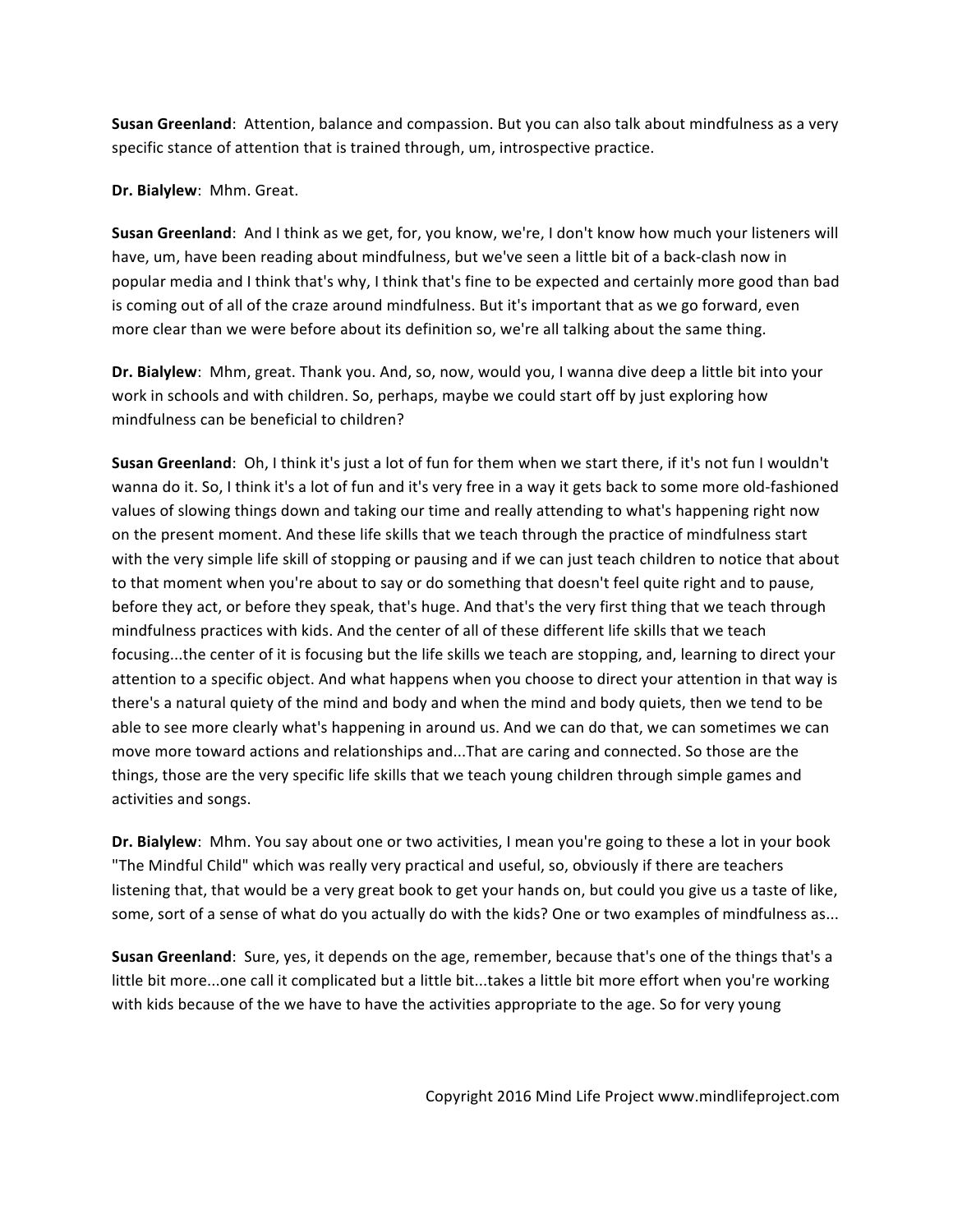**Susan Greenland**: Attention, balance and compassion. But you can also talk about mindfulness as a very specific stance of attention that is trained through, um, introspective practice.

**Dr. Bialylew**: Mhm. Great.

**Susan Greenland**: And I think as we get, for, you know, we're, I don't know how much your listeners will have, um, have been reading about mindfulness, but we've seen a little bit of a back-clash now in popular media and I think that's why, I think that's fine to be expected and certainly more good than bad is coming out of all of the craze around mindfulness. But it's important that as we go forward, even more clear than we were before about its definition so, we're all talking about the same thing.

**Dr. Bialylew**: Mhm, great. Thank you. And, so, now, would you, I wanna dive deep a little bit into your work in schools and with children. So, perhaps, maybe we could start off by just exploring how mindfulness can be beneficial to children?

**Susan Greenland**: Oh, I think it's just a lot of fun for them when we start there, if it's not fun I wouldn't wanna do it. So, I think it's a lot of fun and it's very free in a way it gets back to some more old-fashioned values of slowing things down and taking our time and really attending to what's happening right now on the present moment. And these life skills that we teach through the practice of mindfulness start with the very simple life skill of stopping or pausing and if we can just teach children to notice that about to that moment when you're about to say or do something that doesn't feel quite right and to pause, before they act, or before they speak, that's huge. And that's the very first thing that we teach through mindfulness practices with kids. And the center of all of these different life skills that we teach focusing...the center of it is focusing but the life skills we teach are stopping, and, learning to direct your attention to a specific object. And what happens when you choose to direct your attention in that way is there's a natural quiety of the mind and body and when the mind and body quiets, then we tend to be able to see more clearly what's happening in around us. And we can do that, we can sometimes we can move more toward actions and relationships and...That are caring and connected. So those are the things, those are the very specific life skills that we teach young children through simple games and activities and songs.

**Dr. Bialylew**: Mhm. You say about one or two activities, I mean you're going to these a lot in your book "The Mindful Child" which was really very practical and useful, so, obviously if there are teachers listening that, that would be a very great book to get your hands on, but could you give us a taste of like, some, sort of a sense of what do you actually do with the kids? One or two examples of mindfulness as...

**Susan Greenland**: Sure, yes, it depends on the age, remember, because that's one of the things that's a little bit more...one call it complicated but a little bit...takes a little bit more effort when you're working with kids because of the we have to have the activities appropriate to the age. So for very young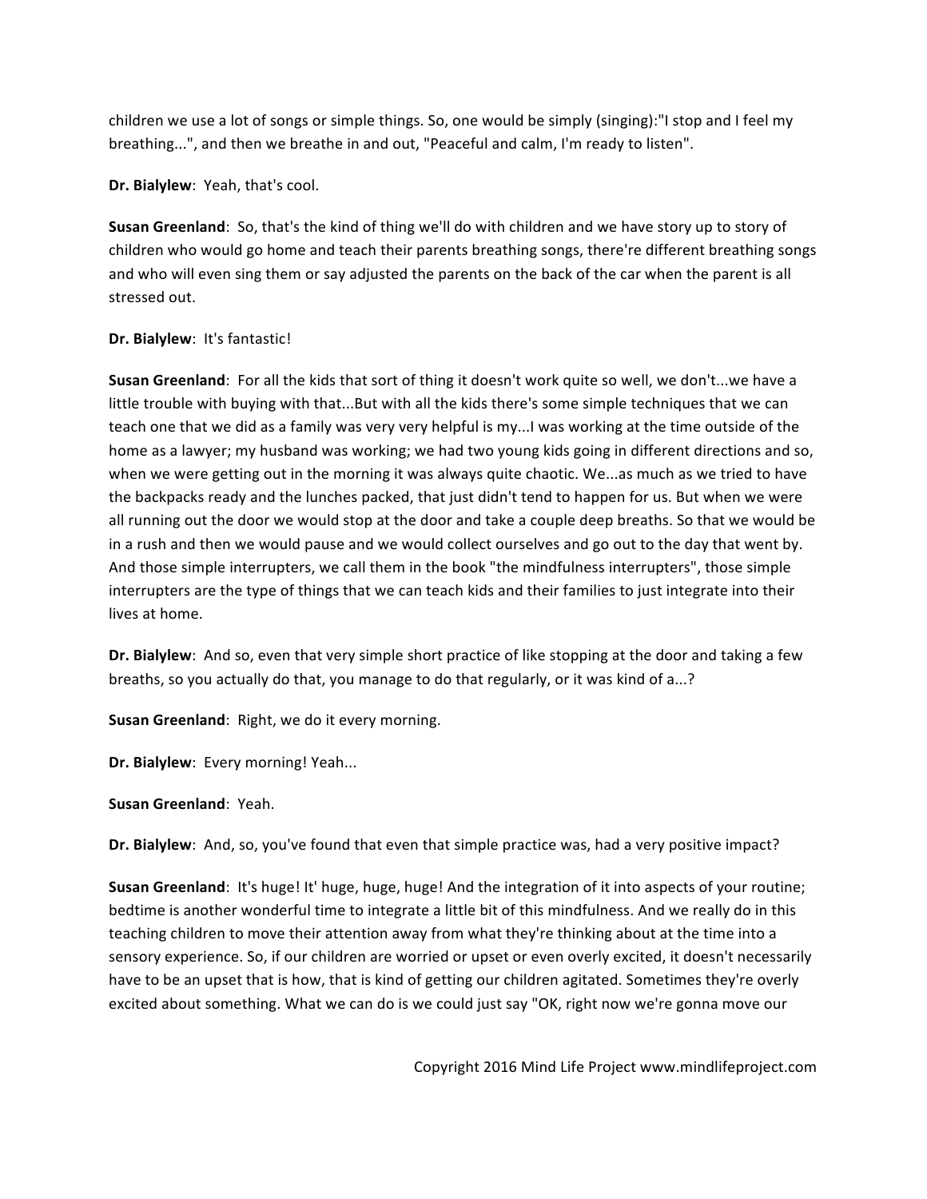children we use a lot of songs or simple things. So, one would be simply (singing):"I stop and I feel my breathing...", and then we breathe in and out, "Peaceful and calm, I'm ready to listen".

**Dr. Bialylew**: Yeah, that's cool.

**Susan Greenland**: So, that's the kind of thing we'll do with children and we have story up to story of children who would go home and teach their parents breathing songs, there're different breathing songs and who will even sing them or say adjusted the parents on the back of the car when the parent is all stressed out.

**Dr. Bialylew**: It's fantastic!

**Susan Greenland**: For all the kids that sort of thing it doesn't work quite so well, we don't...we have a little trouble with buying with that...But with all the kids there's some simple techniques that we can teach one that we did as a family was very very helpful is my...I was working at the time outside of the home as a lawyer; my husband was working; we had two young kids going in different directions and so, when we were getting out in the morning it was always quite chaotic. We...as much as we tried to have the backpacks ready and the lunches packed, that just didn't tend to happen for us. But when we were all running out the door we would stop at the door and take a couple deep breaths. So that we would be in a rush and then we would pause and we would collect ourselves and go out to the day that went by. And those simple interrupters, we call them in the book "the mindfulness interrupters", those simple interrupters are the type of things that we can teach kids and their families to just integrate into their lives at home.

**Dr. Bialylew**: And so, even that very simple short practice of like stopping at the door and taking a few breaths, so you actually do that, you manage to do that regularly, or it was kind of a...?

**Susan Greenland**: Right, we do it every morning.

**Dr. Bialylew**: Every morning! Yeah...

**Susan Greenland**: Yeah.

**Dr. Bialylew**: And, so, you've found that even that simple practice was, had a very positive impact?

**Susan Greenland**: It's huge! It' huge, huge, huge! And the integration of it into aspects of your routine; bedtime is another wonderful time to integrate a little bit of this mindfulness. And we really do in this teaching children to move their attention away from what they're thinking about at the time into a sensory experience. So, if our children are worried or upset or even overly excited, it doesn't necessarily have to be an upset that is how, that is kind of getting our children agitated. Sometimes they're overly excited about something. What we can do is we could just say "OK, right now we're gonna move our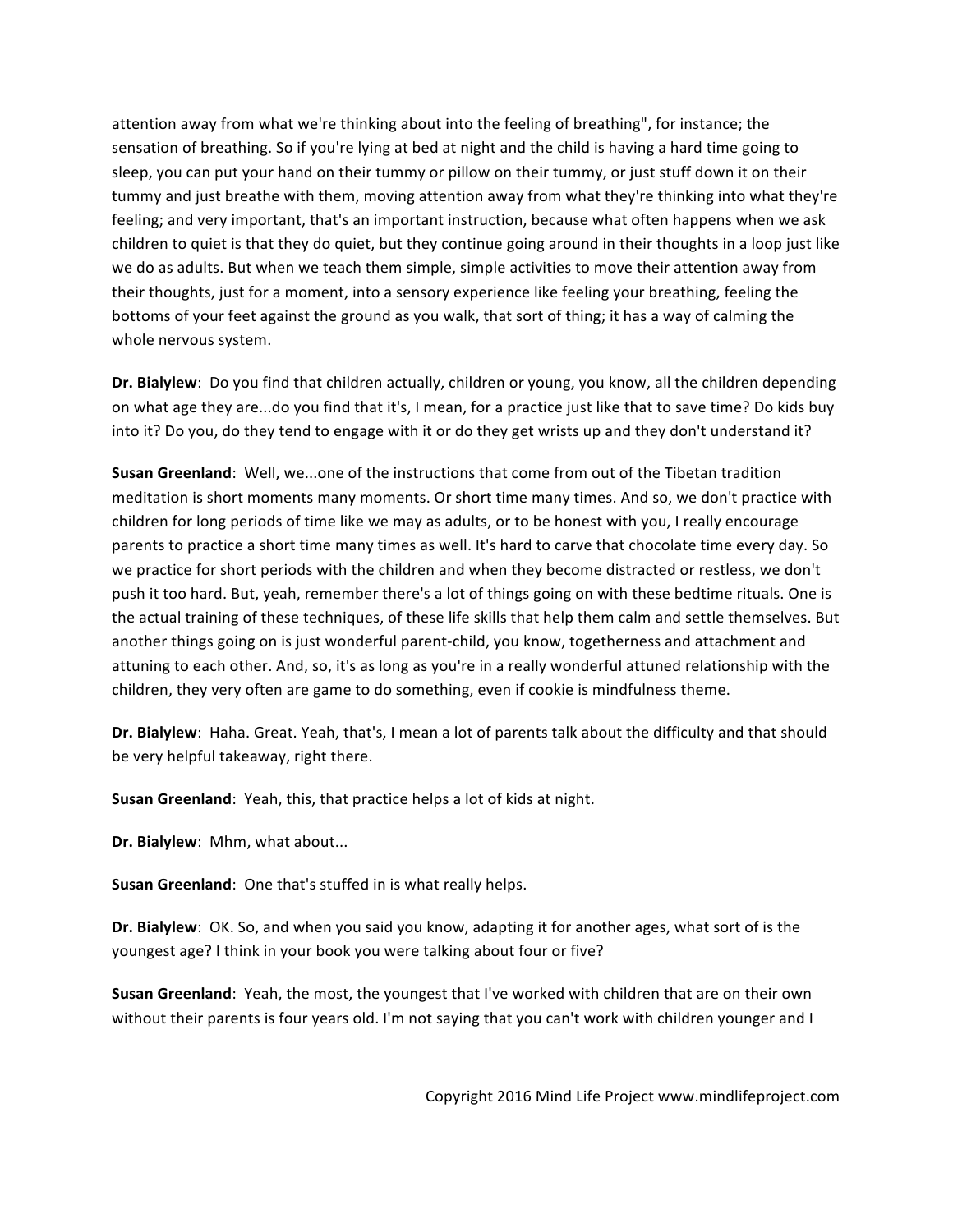attention away from what we're thinking about into the feeling of breathing", for instance; the sensation of breathing. So if you're lying at bed at night and the child is having a hard time going to sleep, you can put your hand on their tummy or pillow on their tummy, or just stuff down it on their tummy and just breathe with them, moving attention away from what they're thinking into what they're feeling; and very important, that's an important instruction, because what often happens when we ask children to quiet is that they do quiet, but they continue going around in their thoughts in a loop just like we do as adults. But when we teach them simple, simple activities to move their attention away from their thoughts, just for a moment, into a sensory experience like feeling your breathing, feeling the bottoms of your feet against the ground as you walk, that sort of thing; it has a way of calming the whole nervous system.

**Dr. Bialylew**: Do you find that children actually, children or young, you know, all the children depending on what age they are...do you find that it's, I mean, for a practice just like that to save time? Do kids buy into it? Do you, do they tend to engage with it or do they get wrists up and they don't understand it?

**Susan Greenland**: Well, we...one of the instructions that come from out of the Tibetan tradition meditation is short moments many moments. Or short time many times. And so, we don't practice with children for long periods of time like we may as adults, or to be honest with you, I really encourage parents to practice a short time many times as well. It's hard to carve that chocolate time every day. So we practice for short periods with the children and when they become distracted or restless, we don't push it too hard. But, yeah, remember there's a lot of things going on with these bedtime rituals. One is the actual training of these techniques, of these life skills that help them calm and settle themselves. But another things going on is just wonderful parent-child, you know, togetherness and attachment and attuning to each other. And, so, it's as long as you're in a really wonderful attuned relationship with the children, they very often are game to do something, even if cookie is mindfulness theme.

**Dr. Bialylew**: Haha. Great. Yeah, that's, I mean a lot of parents talk about the difficulty and that should be very helpful takeaway, right there.

**Susan Greenland**: Yeah, this, that practice helps a lot of kids at night.

**Dr. Bialylew**: Mhm, what about...

**Susan Greenland**: One that's stuffed in is what really helps.

**Dr. Bialylew**: OK. So, and when you said you know, adapting it for another ages, what sort of is the youngest age? I think in your book you were talking about four or five?

**Susan Greenland**: Yeah, the most, the youngest that I've worked with children that are on their own without their parents is four years old. I'm not saying that you can't work with children younger and I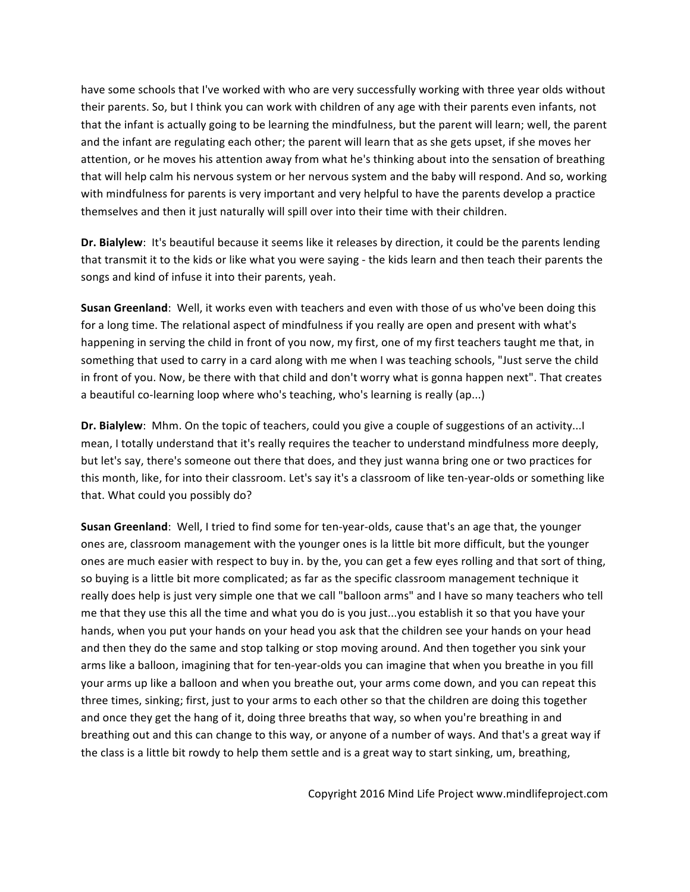have some schools that I've worked with who are very successfully working with three year olds without their parents. So, but I think you can work with children of any age with their parents even infants, not that the infant is actually going to be learning the mindfulness, but the parent will learn; well, the parent and the infant are regulating each other; the parent will learn that as she gets upset, if she moves her attention, or he moves his attention away from what he's thinking about into the sensation of breathing that will help calm his nervous system or her nervous system and the baby will respond. And so, working with mindfulness for parents is very important and very helpful to have the parents develop a practice themselves and then it just naturally will spill over into their time with their children.

**Dr. Bialylew**: It's beautiful because it seems like it releases by direction, it could be the parents lending that transmit it to the kids or like what you were saying - the kids learn and then teach their parents the songs and kind of infuse it into their parents, yeah.

**Susan Greenland**: Well, it works even with teachers and even with those of us who've been doing this for a long time. The relational aspect of mindfulness if you really are open and present with what's happening in serving the child in front of you now, my first, one of my first teachers taught me that, in something that used to carry in a card along with me when I was teaching schools, "Just serve the child in front of you. Now, be there with that child and don't worry what is gonna happen next". That creates a beautiful co-learning loop where who's teaching, who's learning is really (ap...)

**Dr. Bialylew**: Mhm. On the topic of teachers, could you give a couple of suggestions of an activity...I mean, I totally understand that it's really requires the teacher to understand mindfulness more deeply, but let's say, there's someone out there that does, and they just wanna bring one or two practices for this month, like, for into their classroom. Let's say it's a classroom of like ten-year-olds or something like that. What could you possibly do?

**Susan Greenland**: Well, I tried to find some for ten-year-olds, cause that's an age that, the younger ones are, classroom management with the younger ones is la little bit more difficult, but the younger ones are much easier with respect to buy in. by the, you can get a few eyes rolling and that sort of thing, so buying is a little bit more complicated; as far as the specific classroom management technique it really does help is just very simple one that we call "balloon arms" and I have so many teachers who tell me that they use this all the time and what you do is you just...you establish it so that you have your hands, when you put your hands on your head you ask that the children see your hands on your head and then they do the same and stop talking or stop moving around. And then together you sink your arms like a balloon, imagining that for ten-year-olds you can imagine that when you breathe in you fill your arms up like a balloon and when you breathe out, your arms come down, and you can repeat this three times, sinking; first, just to your arms to each other so that the children are doing this together and once they get the hang of it, doing three breaths that way, so when you're breathing in and breathing out and this can change to this way, or anyone of a number of ways. And that's a great way if the class is a little bit rowdy to help them settle and is a great way to start sinking, um, breathing,

Copyright 2016 Mind Life Project www.mindlifeproject.com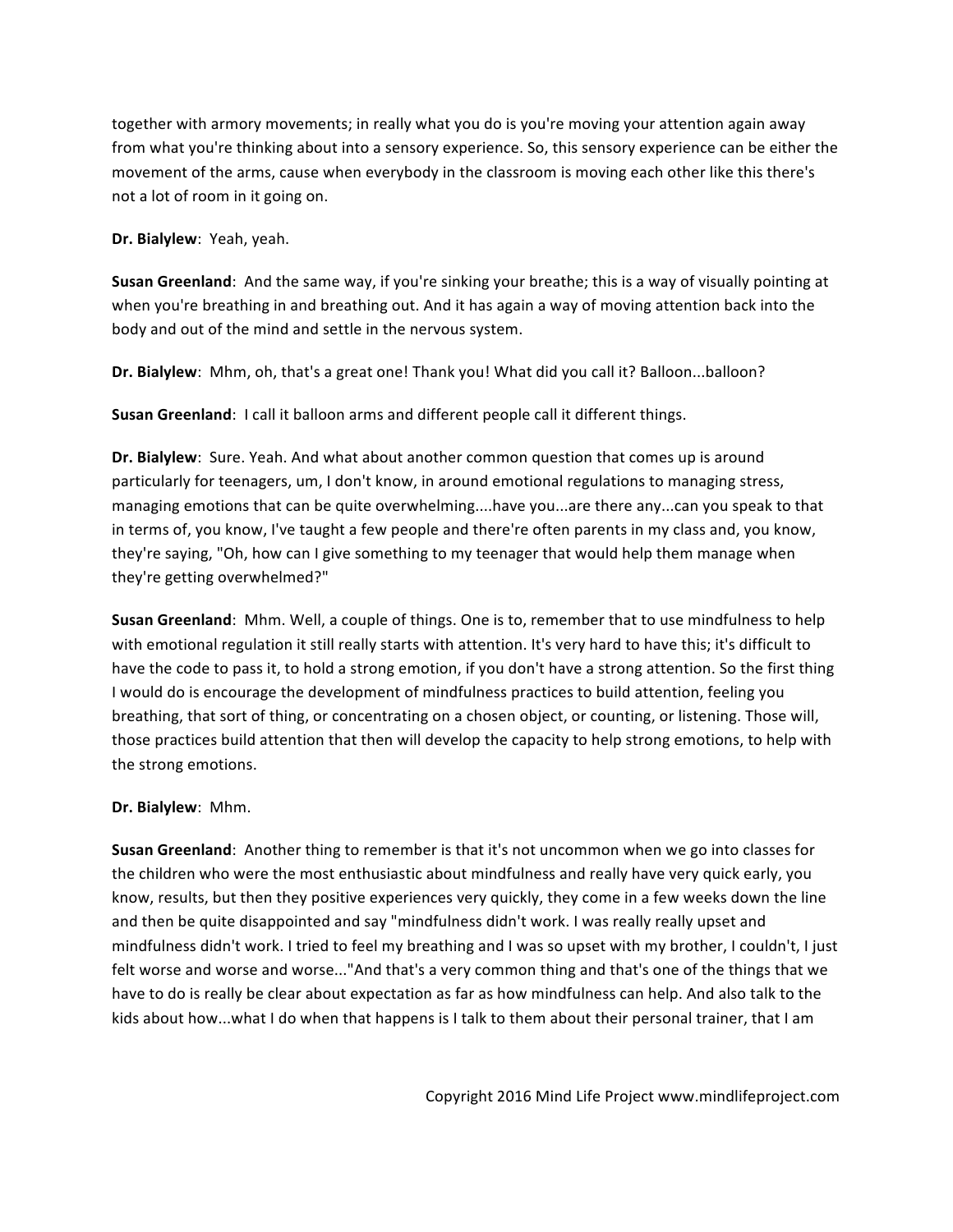together with armory movements; in really what you do is you're moving your attention again away from what you're thinking about into a sensory experience. So, this sensory experience can be either the movement of the arms, cause when everybody in the classroom is moving each other like this there's not a lot of room in it going on.

**Dr. Bialylew**: Yeah, yeah.

**Susan Greenland**: And the same way, if you're sinking your breathe; this is a way of visually pointing at when you're breathing in and breathing out. And it has again a way of moving attention back into the body and out of the mind and settle in the nervous system.

**Dr. Bialylew**: Mhm, oh, that's a great one! Thank you! What did you call it? Balloon...balloon?

**Susan Greenland**: I call it balloon arms and different people call it different things.

**Dr. Bialylew**: Sure. Yeah. And what about another common question that comes up is around particularly for teenagers, um, I don't know, in around emotional regulations to managing stress, managing emotions that can be quite overwhelming....have you...are there any...can you speak to that in terms of, you know, I've taught a few people and there're often parents in my class and, you know, they're saying, "Oh, how can I give something to my teenager that would help them manage when they're getting overwhelmed?"

**Susan Greenland**: Mhm. Well, a couple of things. One is to, remember that to use mindfulness to help with emotional regulation it still really starts with attention. It's very hard to have this; it's difficult to have the code to pass it, to hold a strong emotion, if you don't have a strong attention. So the first thing I would do is encourage the development of mindfulness practices to build attention, feeling you breathing, that sort of thing, or concentrating on a chosen object, or counting, or listening. Those will, those practices build attention that then will develop the capacity to help strong emotions, to help with the strong emotions.

**Dr. Bialylew**: Mhm.

**Susan Greenland**: Another thing to remember is that it's not uncommon when we go into classes for the children who were the most enthusiastic about mindfulness and really have very quick early, you know, results, but then they positive experiences very quickly, they come in a few weeks down the line and then be quite disappointed and say "mindfulness didn't work. I was really really upset and mindfulness didn't work. I tried to feel my breathing and I was so upset with my brother, I couldn't, I just felt worse and worse and worse..."And that's a very common thing and that's one of the things that we have to do is really be clear about expectation as far as how mindfulness can help. And also talk to the kids about how...what I do when that happens is I talk to them about their personal trainer, that I am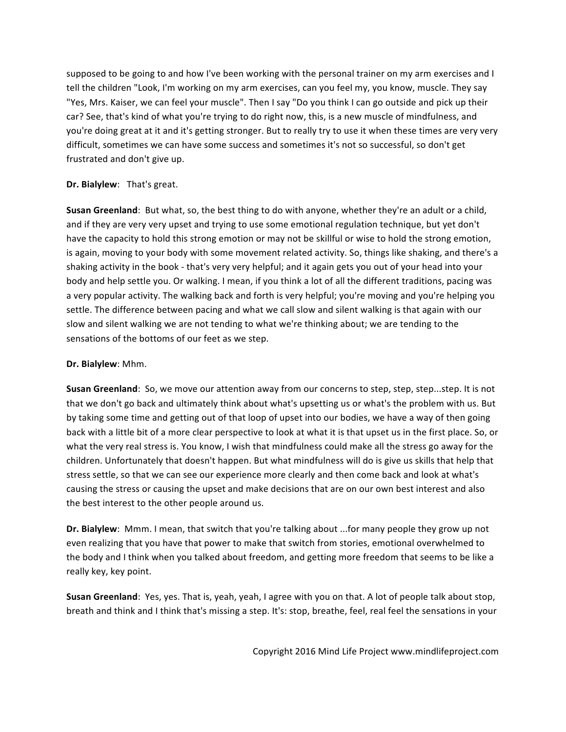supposed to be going to and how I've been working with the personal trainer on my arm exercises and I tell the children "Look, I'm working on my arm exercises, can you feel my, you know, muscle. They say "Yes, Mrs. Kaiser, we can feel your muscle". Then I say "Do you think I can go outside and pick up their car? See, that's kind of what you're trying to do right now, this, is a new muscle of mindfulness, and you're doing great at it and it's getting stronger. But to really try to use it when these times are very very difficult, sometimes we can have some success and sometimes it's not so successful, so don't get frustrated and don't give up.

**Dr. Bialylew**: That's great.

**Susan Greenland**: But what, so, the best thing to do with anyone, whether they're an adult or a child, and if they are very very upset and trying to use some emotional regulation technique, but yet don't have the capacity to hold this strong emotion or may not be skillful or wise to hold the strong emotion, is again, moving to your body with some movement related activity. So, things like shaking, and there's a shaking activity in the book - that's very very helpful; and it again gets you out of your head into your body and help settle you. Or walking. I mean, if you think a lot of all the different traditions, pacing was a very popular activity. The walking back and forth is very helpful; you're moving and you're helping you settle. The difference between pacing and what we call slow and silent walking is that again with our slow and silent walking we are not tending to what we're thinking about; we are tending to the sensations of the bottoms of our feet as we step.

**Dr. Bialylew**: Mhm.

**Susan Greenland**: So, we move our attention away from our concerns to step, step, step...step. It is not that we don't go back and ultimately think about what's upsetting us or what's the problem with us. But by taking some time and getting out of that loop of upset into our bodies, we have a way of then going back with a little bit of a more clear perspective to look at what it is that upset us in the first place. So, or what the very real stress is. You know, I wish that mindfulness could make all the stress go away for the children. Unfortunately that doesn't happen. But what mindfulness will do is give us skills that help that stress settle, so that we can see our experience more clearly and then come back and look at what's causing the stress or causing the upset and make decisions that are on our own best interest and also the best interest to the other people around us.

**Dr. Bialylew**: Mmm. I mean, that switch that you're talking about ...for many people they grow up not even realizing that you have that power to make that switch from stories, emotional overwhelmed to the body and I think when you talked about freedom, and getting more freedom that seems to be like a really key, key point.

**Susan Greenland**: Yes, yes. That is, yeah, yeah, I agree with you on that. A lot of people talk about stop, breath and think and I think that's missing a step. It's: stop, breathe, feel, real feel the sensations in your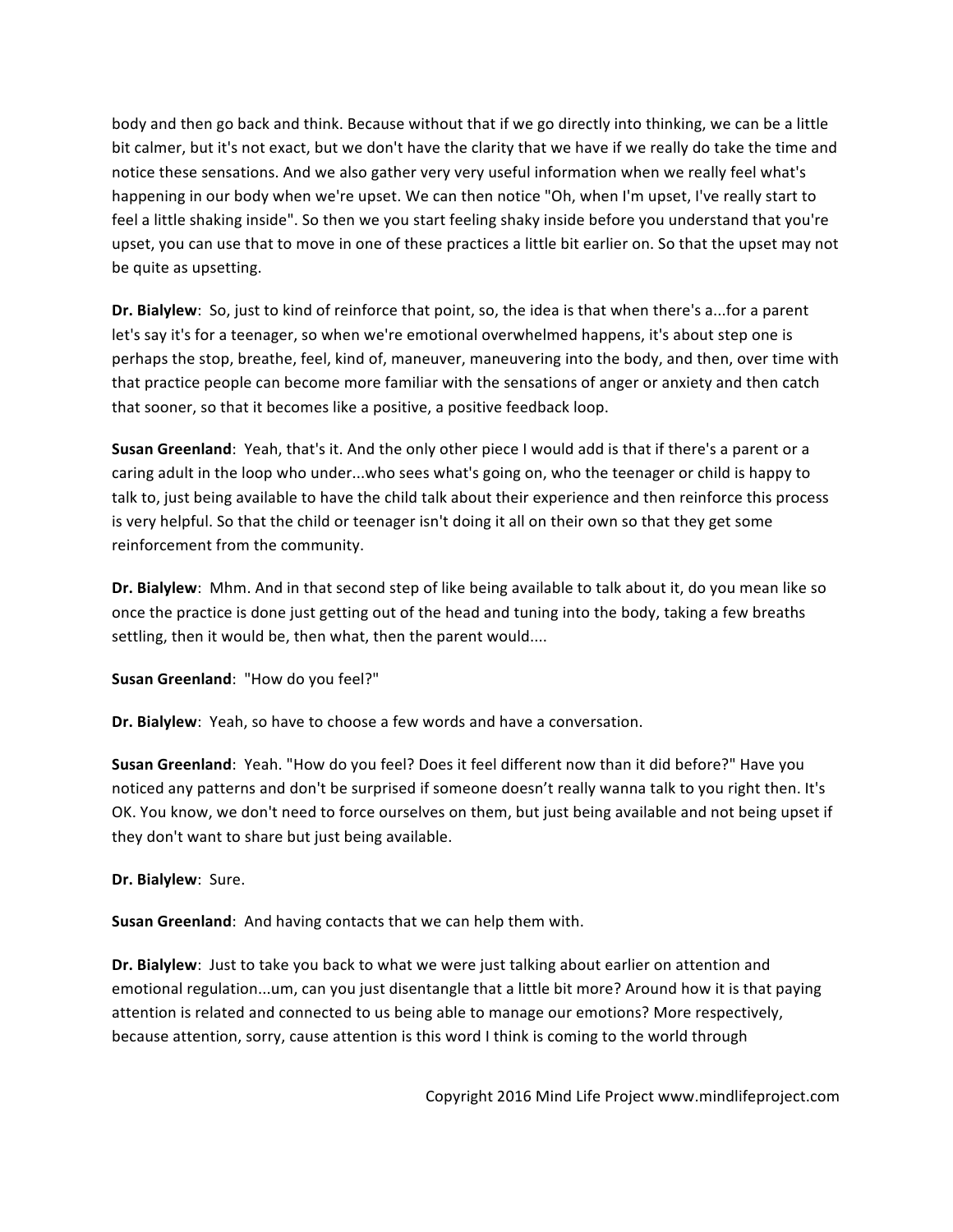body and then go back and think. Because without that if we go directly into thinking, we can be a little bit calmer, but it's not exact, but we don't have the clarity that we have if we really do take the time and notice these sensations. And we also gather very very useful information when we really feel what's happening in our body when we're upset. We can then notice "Oh, when I'm upset, I've really start to feel a little shaking inside". So then we you start feeling shaky inside before you understand that you're upset, you can use that to move in one of these practices a little bit earlier on. So that the upset may not be quite as upsetting.

**Dr. Bialylew**: So, just to kind of reinforce that point, so, the idea is that when there's a...for a parent let's say it's for a teenager, so when we're emotional overwhelmed happens, it's about step one is perhaps the stop, breathe, feel, kind of, maneuver, maneuvering into the body, and then, over time with that practice people can become more familiar with the sensations of anger or anxiety and then catch that sooner, so that it becomes like a positive, a positive feedback loop.

**Susan Greenland**: Yeah, that's it. And the only other piece I would add is that if there's a parent or a caring adult in the loop who under...who sees what's going on, who the teenager or child is happy to talk to, just being available to have the child talk about their experience and then reinforce this process is very helpful. So that the child or teenager isn't doing it all on their own so that they get some reinforcement from the community.

**Dr. Bialylew**: Mhm. And in that second step of like being available to talk about it, do you mean like so once the practice is done just getting out of the head and tuning into the body, taking a few breaths settling, then it would be, then what, then the parent would....

**Susan Greenland**: "How do you feel?"

**Dr. Bialylew**: Yeah, so have to choose a few words and have a conversation.

**Susan Greenland**: Yeah. "How do you feel? Does it feel different now than it did before?" Have you noticed any patterns and don't be surprised if someone doesn't really wanna talk to you right then. It's OK. You know, we don't need to force ourselves on them, but just being available and not being upset if they don't want to share but just being available.

**Dr. Bialylew**: Sure.

**Susan Greenland**: And having contacts that we can help them with.

**Dr. Bialylew**: Just to take you back to what we were just talking about earlier on attention and emotional regulation...um, can you just disentangle that a little bit more? Around how it is that paying attention is related and connected to us being able to manage our emotions? More respectively, because attention, sorry, cause attention is this word I think is coming to the world through

Copyright 2016 Mind Life Project www.mindlifeproject.com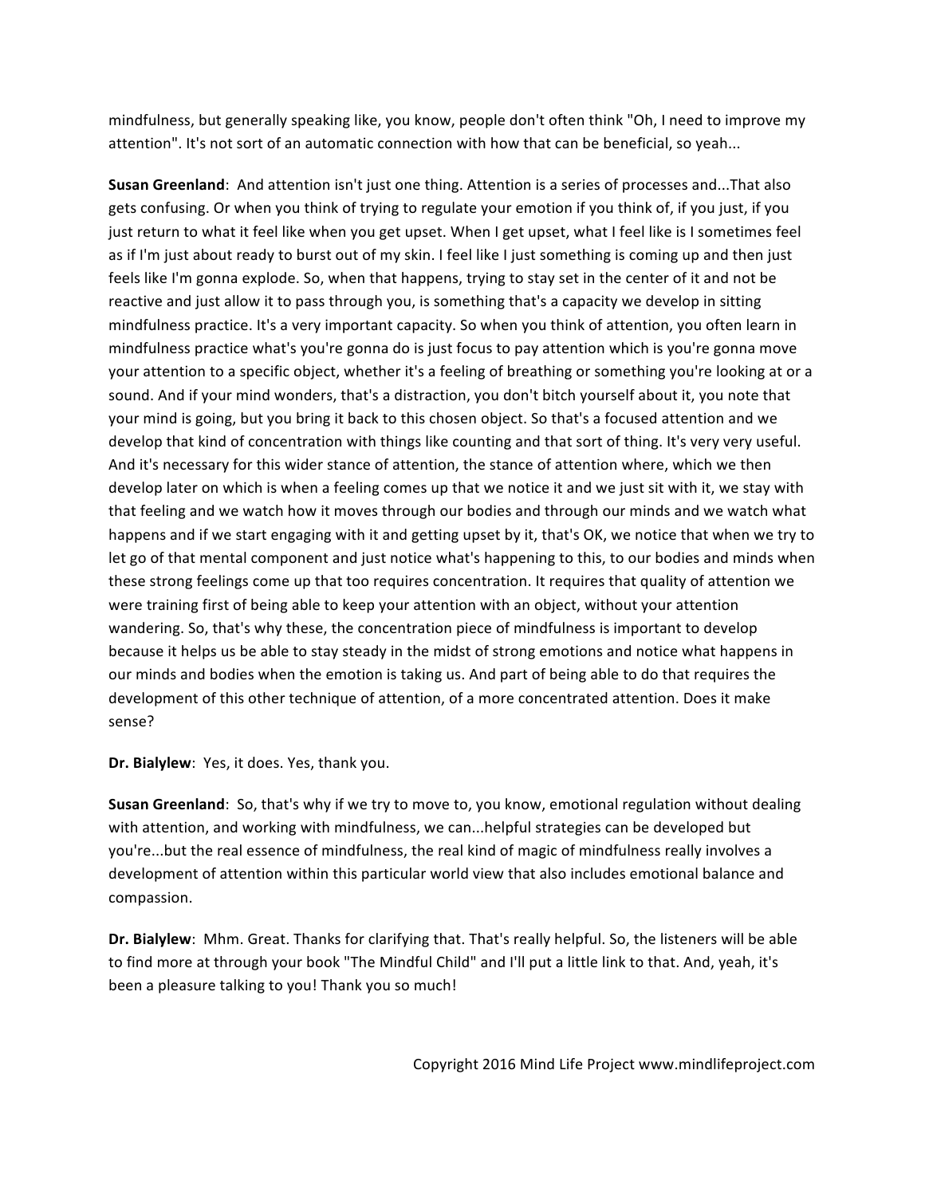mindfulness, but generally speaking like, you know, people don't often think "Oh, I need to improve my attention". It's not sort of an automatic connection with how that can be beneficial, so yeah...

**Susan Greenland**: And attention isn't just one thing. Attention is a series of processes and...That also gets confusing. Or when you think of trying to regulate your emotion if you think of, if you just, if you just return to what it feel like when you get upset. When I get upset, what I feel like is I sometimes feel as if I'm just about ready to burst out of my skin. I feel like I just something is coming up and then just feels like I'm gonna explode. So, when that happens, trying to stay set in the center of it and not be reactive and just allow it to pass through you, is something that's a capacity we develop in sitting mindfulness practice. It's a very important capacity. So when you think of attention, you often learn in mindfulness practice what's you're gonna do is just focus to pay attention which is you're gonna move your attention to a specific object, whether it's a feeling of breathing or something you're looking at or a sound. And if your mind wonders, that's a distraction, you don't bitch yourself about it, you note that your mind is going, but you bring it back to this chosen object. So that's a focused attention and we develop that kind of concentration with things like counting and that sort of thing. It's very very useful. And it's necessary for this wider stance of attention, the stance of attention where, which we then develop later on which is when a feeling comes up that we notice it and we just sit with it, we stay with that feeling and we watch how it moves through our bodies and through our minds and we watch what happens and if we start engaging with it and getting upset by it, that's OK, we notice that when we try to let go of that mental component and just notice what's happening to this, to our bodies and minds when these strong feelings come up that too requires concentration. It requires that quality of attention we were training first of being able to keep your attention with an object, without your attention wandering. So, that's why these, the concentration piece of mindfulness is important to develop because it helps us be able to stay steady in the midst of strong emotions and notice what happens in our minds and bodies when the emotion is taking us. And part of being able to do that requires the development of this other technique of attention, of a more concentrated attention. Does it make sense?

**Dr. Bialylew**: Yes, it does. Yes, thank you.

**Susan Greenland**: So, that's why if we try to move to, you know, emotional regulation without dealing with attention, and working with mindfulness, we can...helpful strategies can be developed but you're...but the real essence of mindfulness, the real kind of magic of mindfulness really involves a development of attention within this particular world view that also includes emotional balance and compassion.

**Dr. Bialylew**: Mhm. Great. Thanks for clarifying that. That's really helpful. So, the listeners will be able to find more at through your book "The Mindful Child" and I'll put a little link to that. And, yeah, it's been a pleasure talking to you! Thank you so much!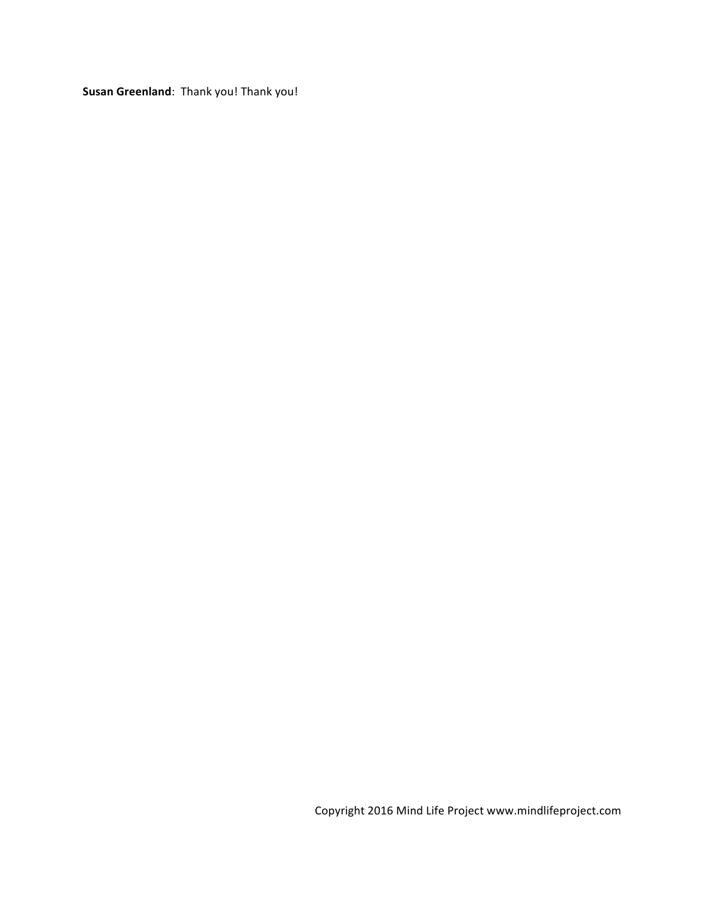**Susan Greenland**: Thank you! Thank you!